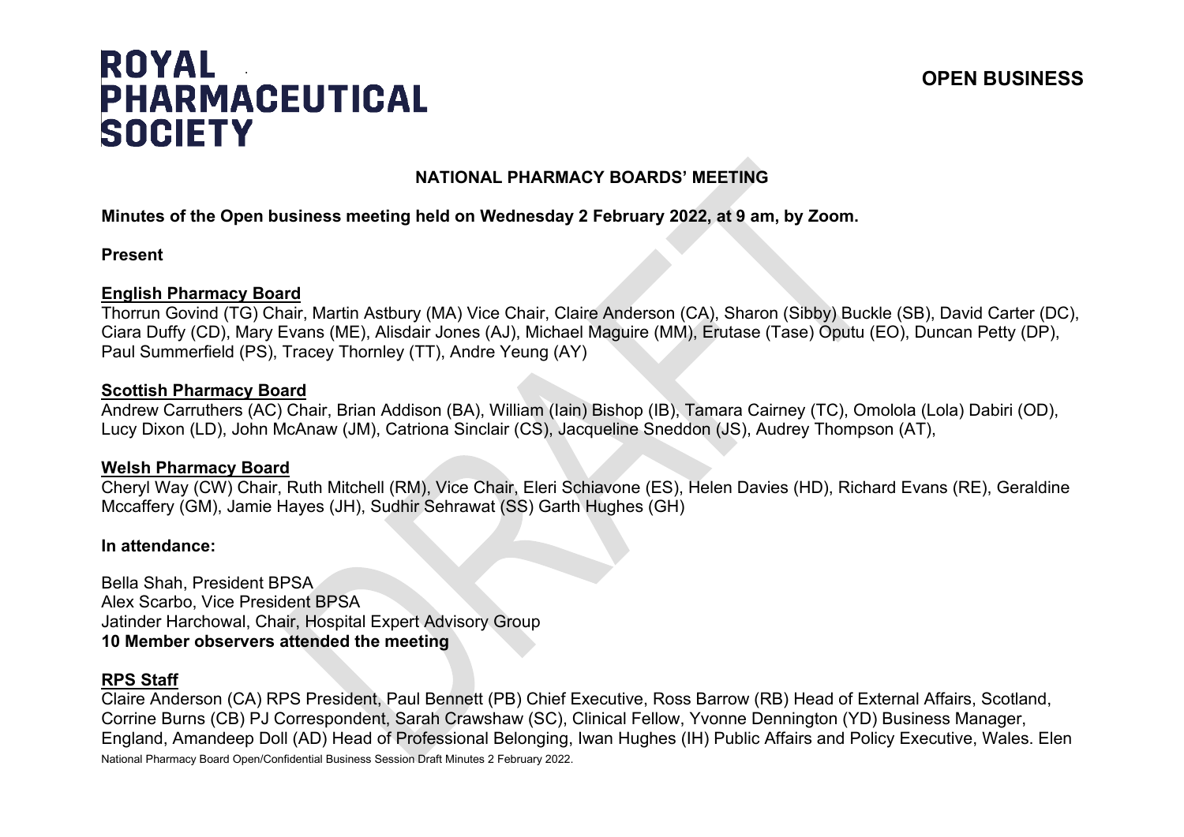# ROYAL PHARMACEUTICAL SOCIETY

**OPEN BUSINESS**

## NATIONAL PHARMACY BOARDS' MEETING

**Minutes of the Open business meeting held on Wednesday 2 February 2022, at 9 am, by Zoom.**

**Present**

**English Pharmacy Board**

Thorrun Govind (TG) Chair, Martin Astbury (MA) Vice Chair, Claire Anderson (CA), Sharon (Sibby) Buckle (SB), David Carter (DC), Ciara Duffy (CD), Mary Evans (ME), Alisdair Jones (AJ), Michael Maguire (MM), Erutase (Tase) Oputu (EO), Duncan Petty (DP), Paul Summerfield (PS), Tracey Thornley (TT), Andre Yeung (AY)

**Scottish Pharmacy Board**

Andrew Carruthers (AC) Chair, Brian Addison (BA), William (Iain) Bishop (IB), Tamara Cairney (TC), Omolola (Lola) Dabiri (OD), Lucy Dixon (LD), John McAnaw (JM), Catriona Sinclair (CS), Jacqueline Sneddon (JS), Audrey Thompson (AT),

**Welsh Pharmacy Board**

Cheryl Way (CW) Chair, Ruth Mitchell (RM), Vice Chair, Eleri Schiavone (ES), Helen Davies (HD), Richard Evans (RE), Geraldine Mccaffery (GM), Jamie Hayes (JH), Sudhir Sehrawat (SS) Garth Hughes (GH)

**In attendance:**

Bella Shah, President BPSA
Alex Scarbo, Vice President BPSA
Jatinder Harchowal, Chair, Hospital Expert Advisory Group
**10 Member observers attended the meeting**

**RPS Staff**

Claire Anderson (CA) RPS President, Paul Bennett (PB) Chief Executive, Ross Barrow (RB) Head of External Affairs, Scotland, Corrine Burns (CB) PJ Correspondent, Sarah Crawshaw (SC), Clinical Fellow, Yvonne Dennington (YD) Business Manager, England, Amandeep Doll (AD) Head of Professional Belonging, Iwan Hughes (IH) Public Affairs and Policy Executive, Wales. Elen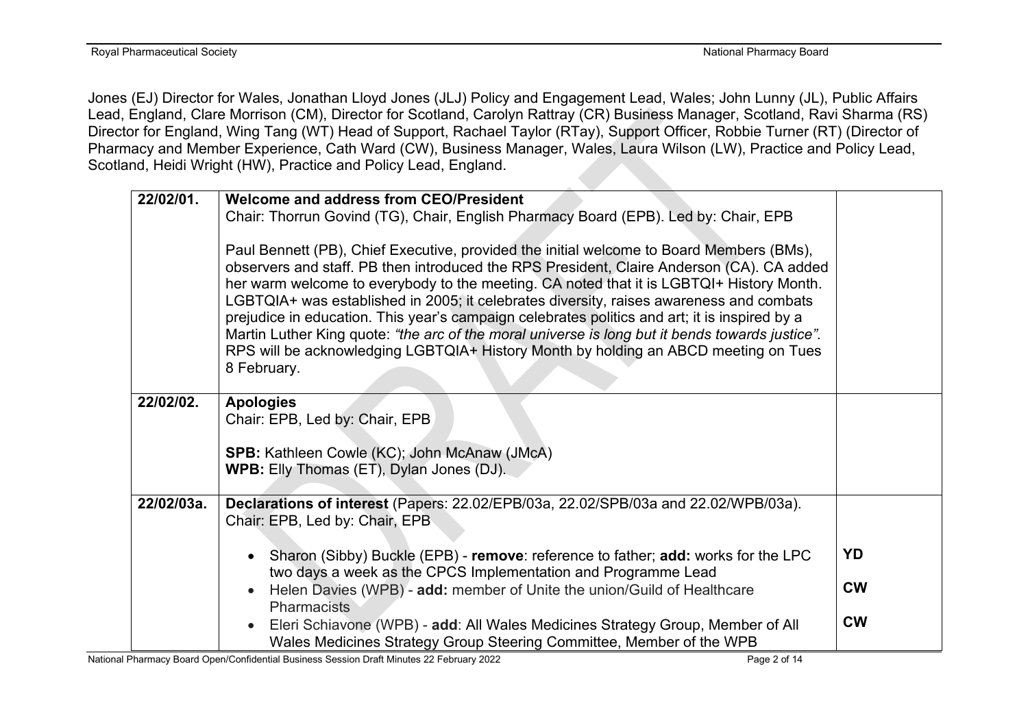Jones (EJ) Director for Wales, Jonathan Lloyd Jones (JLJ) Policy and Engagement Lead, Wales; John Lunny (JL), Public Affairs Lead, England, Clare Morrison (CM), Director for Scotland, Carolyn Rattray (CR) Business Manager, Scotland, Ravi Sharma (RS) Director for England, Wing Tang (WT) Head of Support, Rachael Taylor (RTay), Support Officer, Robbie Turner (RT) (Director of Pharmacy and Member Experience, Cath Ward (CW), Business Manager, Wales, Laura Wilson (LW), Practice and Policy Lead, Scotland, Heidi Wright (HW), Practice and Policy Lead, England.

| | | |
|---|---|---|
| 22/02/01. | **Welcome and address from CEO/President**<br>Chair: Thorrun Govind (TG), Chair, English Pharmacy Board (EPB). Led by: Chair, EPB<br><br>Paul Bennett (PB), Chief Executive, provided the initial welcome to Board Members (BMs), observers and staff. PB then introduced the RPS President, Claire Anderson (CA). CA added her warm welcome to everybody to the meeting. CA noted that it is LGBTQI+ History Month. LGBTQIA+ was established in 2005; it celebrates diversity, raises awareness and combats prejudice in education. This year's campaign celebrates politics and art; it is inspired by a Martin Luther King quote: *"the arc of the moral universe is long but it bends towards justice"*. RPS will be acknowledging LGBTQIA+ History Month by holding an ABCD meeting on Tues 8 February. | |
| 22/02/02. | **Apologies**<br>Chair: EPB, Led by: Chair, EPB<br><br>**SPB:** Kathleen Cowle (KC); John McAnaw (JMcA)<br>**WPB:** Elly Thomas (ET), Dylan Jones (DJ). | |
| 22/02/03a. | **Declarations of interest** (Papers: 22.02/EPB/03a, 22.02/SPB/03a and 22.02/WPB/03a).<br>Chair: EPB, Led by: Chair, EPB<br><br>• Sharon (Sibby) Buckle (EPB) - **remove**: reference to father; **add:** works for the LPC two days a week as the CPCS Implementation and Programme Lead<br>• Helen Davies (WPB) - **add:** member of Unite the union/Guild of Healthcare Pharmacists<br>• Eleri Schiavone (WPB) - **add**: All Wales Medicines Strategy Group, Member of All Wales Medicines Strategy Group Steering Committee, Member of the WPB | **YD**<br><br>**CW**<br><br>**CW** |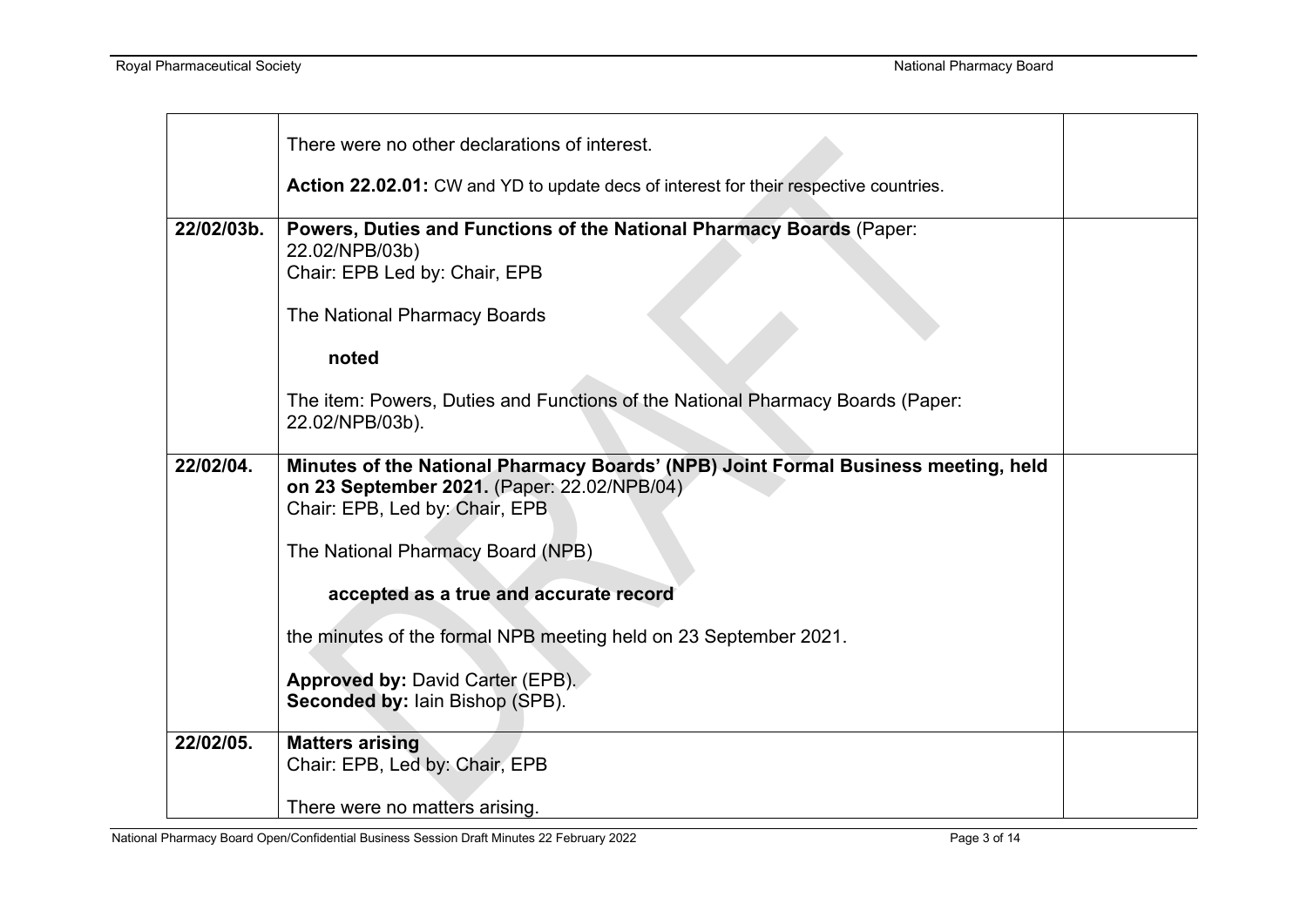| | | |
|---|---|---|
| | There were no other declarations of interest.<br><br>**Action 22.02.01:** CW and YD to update decs of interest for their respective countries. | |
| **22/02/03b.** | **Powers, Duties and Functions of the National Pharmacy Boards** (Paper: 22.02/NPB/03b)<br>Chair: EPB Led by: Chair, EPB<br><br>The National Pharmacy Boards<br><br>**noted**<br><br>The item: Powers, Duties and Functions of the National Pharmacy Boards (Paper: 22.02/NPB/03b). | |
| **22/02/04.** | **Minutes of the National Pharmacy Boards' (NPB) Joint Formal Business meeting, held on 23 September 2021.** (Paper: 22.02/NPB/04)<br>Chair: EPB, Led by: Chair, EPB<br><br>The National Pharmacy Board (NPB)<br><br>**accepted as a true and accurate record**<br><br>the minutes of the formal NPB meeting held on 23 September 2021.<br><br>**Approved by:** David Carter (EPB).<br>**Seconded by:** Iain Bishop (SPB). | |
| **22/02/05.** | **Matters arising**<br>Chair: EPB, Led by: Chair, EPB<br><br>There were no matters arising. | |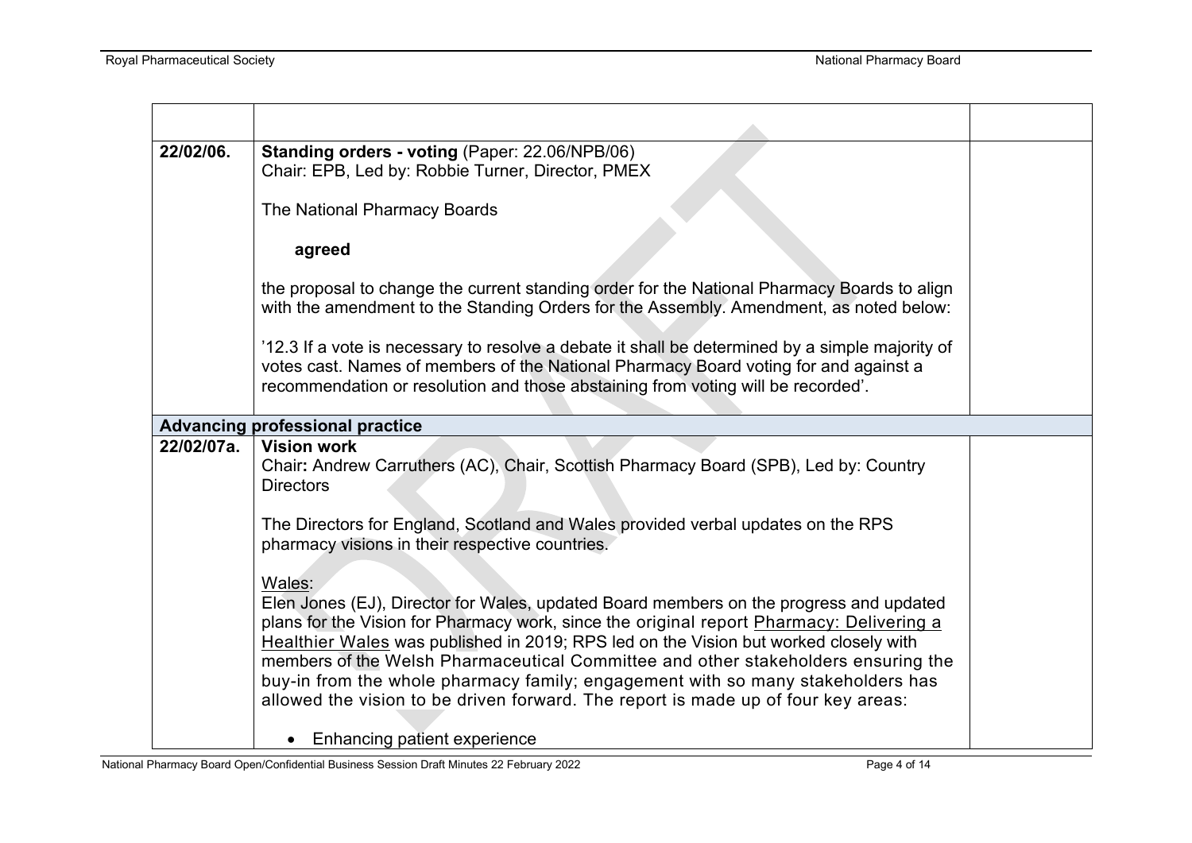| | | |
|---|---|---|
| **22/02/06.** | **Standing orders - voting** (Paper: 22.06/NPB/06)<br>Chair: EPB, Led by: Robbie Turner, Director, PMEX<br><br>The National Pharmacy Boards<br><br>**agreed**<br><br>the proposal to change the current standing order for the National Pharmacy Boards to align with the amendment to the Standing Orders for the Assembly. Amendment, as noted below:<br><br>'12.3 If a vote is necessary to resolve a debate it shall be determined by a simple majority of votes cast. Names of members of the National Pharmacy Board voting for and against a recommendation or resolution and those abstaining from voting will be recorded'. | |
| **Advancing professional practice** | | |
| **22/02/07a.** | **Vision work**<br>Chair: Andrew Carruthers (AC), Chair, Scottish Pharmacy Board (SPB), Led by: Country Directors<br><br>The Directors for England, Scotland and Wales provided verbal updates on the RPS pharmacy visions in their respective countries.<br><br>Wales:<br>Elen Jones (EJ), Director for Wales, updated Board members on the progress and updated plans for the Vision for Pharmacy work, since the original report Pharmacy: Delivering a Healthier Wales was published in 2019; RPS led on the Vision but worked closely with members of the Welsh Pharmaceutical Committee and other stakeholders ensuring the buy-in from the whole pharmacy family; engagement with so many stakeholders has allowed the vision to be driven forward. The report is made up of four key areas:<br><br>• Enhancing patient experience | |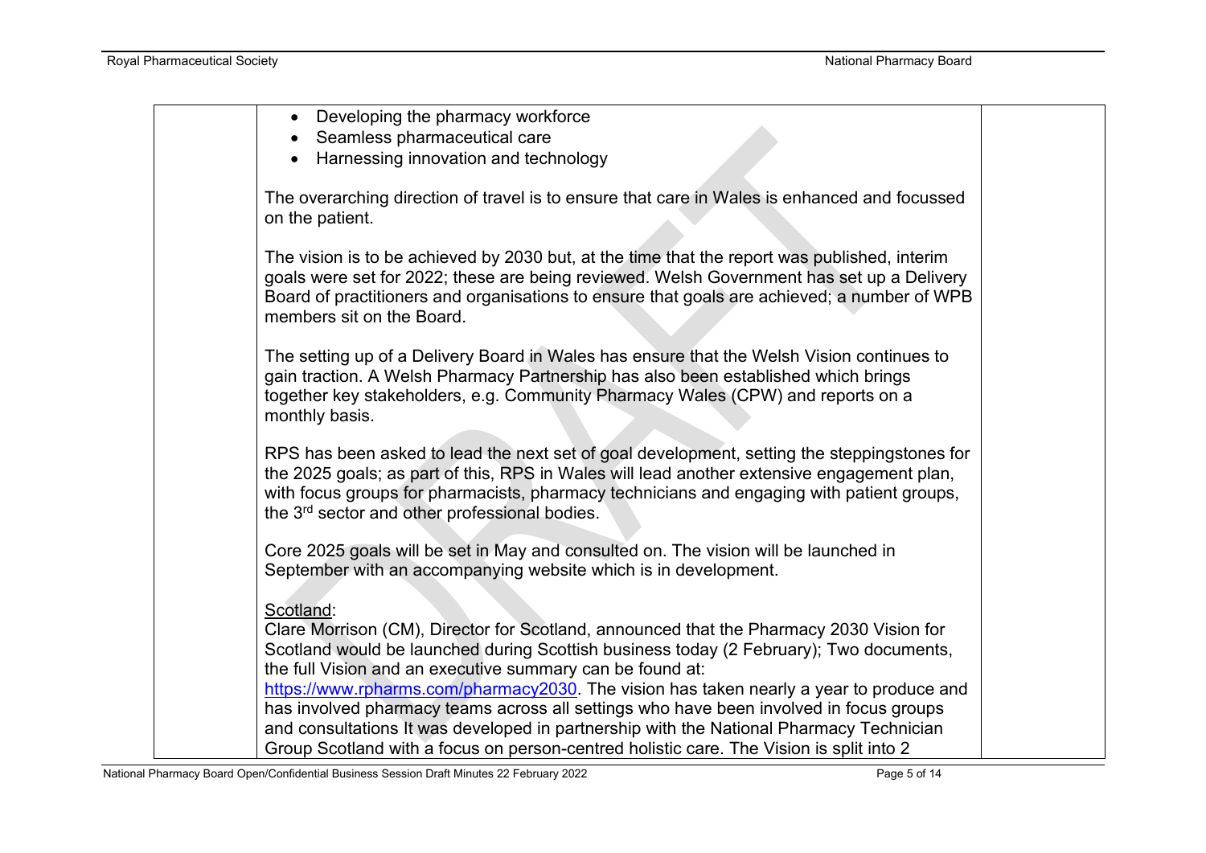- Developing the pharmacy workforce
- Seamless pharmaceutical care
- Harnessing innovation and technology

The overarching direction of travel is to ensure that care in Wales is enhanced and focussed on the patient.

The vision is to be achieved by 2030 but, at the time that the report was published, interim goals were set for 2022; these are being reviewed. Welsh Government has set up a Delivery Board of practitioners and organisations to ensure that goals are achieved; a number of WPB members sit on the Board.

The setting up of a Delivery Board in Wales has ensure that the Welsh Vision continues to gain traction. A Welsh Pharmacy Partnership has also been established which brings together key stakeholders, e.g. Community Pharmacy Wales (CPW) and reports on a monthly basis.

RPS has been asked to lead the next set of goal development, setting the steppingstones for the 2025 goals; as part of this, RPS in Wales will lead another extensive engagement plan, with focus groups for pharmacists, pharmacy technicians and engaging with patient groups, the 3rd sector and other professional bodies.

Core 2025 goals will be set in May and consulted on. The vision will be launched in September with an accompanying website which is in development.

Scotland:

Clare Morrison (CM), Director for Scotland, announced that the Pharmacy 2030 Vision for Scotland would be launched during Scottish business today (2 February); Two documents, the full Vision and an executive summary can be found at: https://www.rpharms.com/pharmacy2030. The vision has taken nearly a year to produce and has involved pharmacy teams across all settings who have been involved in focus groups and consultations It was developed in partnership with the National Pharmacy Technician Group Scotland with a focus on person-centred holistic care. The Vision is split into 2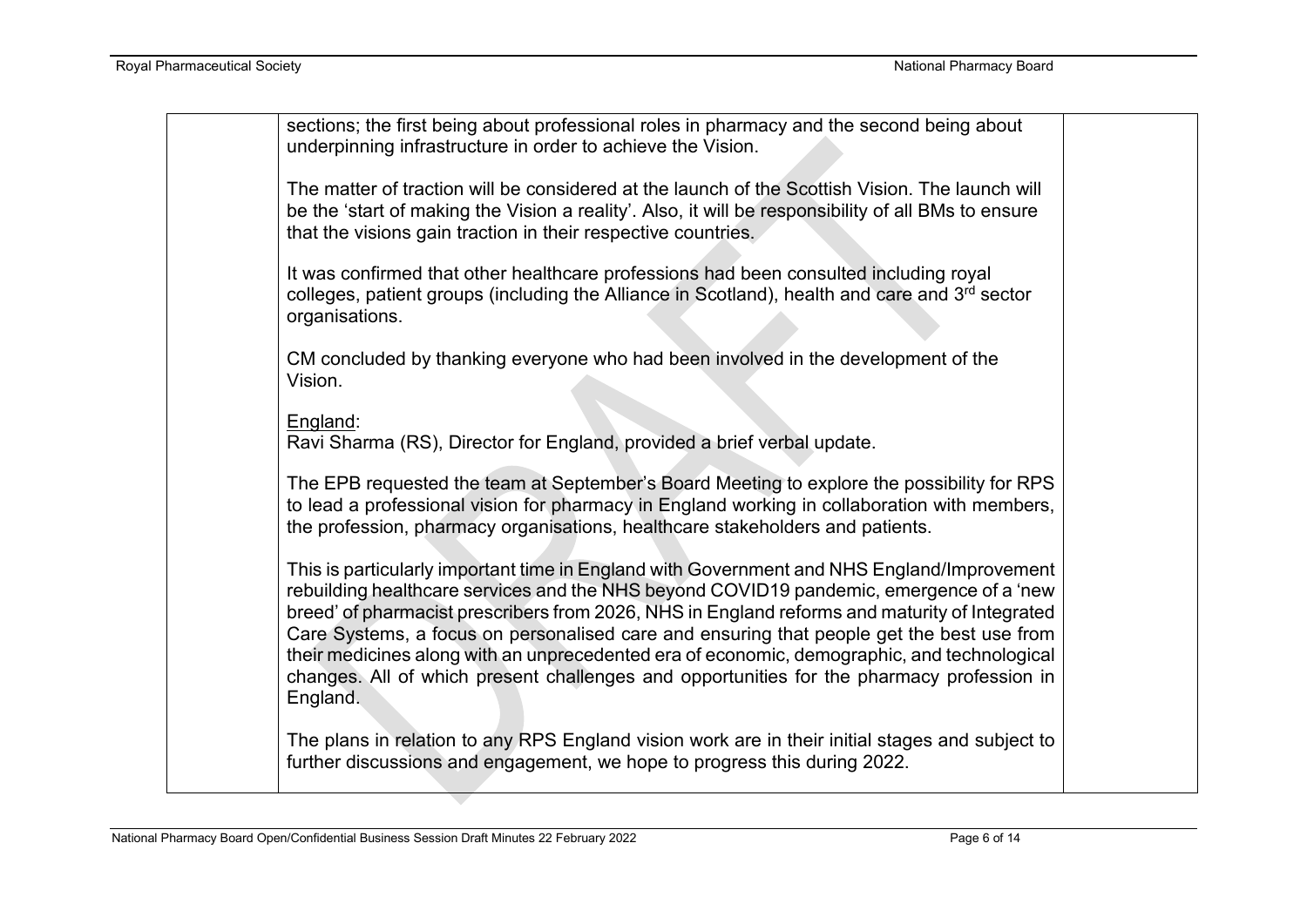| | | |
|---|---|---|
| | sections; the first being about professional roles in pharmacy and the second being about underpinning infrastructure in order to achieve the Vision.<br><br>The matter of traction will be considered at the launch of the Scottish Vision. The launch will be the 'start of making the Vision a reality'. Also, it will be responsibility of all BMs to ensure that the visions gain traction in their respective countries.<br><br>It was confirmed that other healthcare professions had been consulted including royal colleges, patient groups (including the Alliance in Scotland), health and care and 3rd sector organisations.<br><br>CM concluded by thanking everyone who had been involved in the development of the Vision.<br><br><u>England</u>:<br>Ravi Sharma (RS), Director for England, provided a brief verbal update.<br><br>The EPB requested the team at September's Board Meeting to explore the possibility for RPS to lead a professional vision for pharmacy in England working in collaboration with members, the profession, pharmacy organisations, healthcare stakeholders and patients.<br><br>This is particularly important time in England with Government and NHS England/Improvement rebuilding healthcare services and the NHS beyond COVID19 pandemic, emergence of a 'new breed' of pharmacist prescribers from 2026, NHS in England reforms and maturity of Integrated Care Systems, a focus on personalised care and ensuring that people get the best use from their medicines along with an unprecedented era of economic, demographic, and technological changes. All of which present challenges and opportunities for the pharmacy profession in England.<br><br>The plans in relation to any RPS England vision work are in their initial stages and subject to further discussions and engagement, we hope to progress this during 2022. | |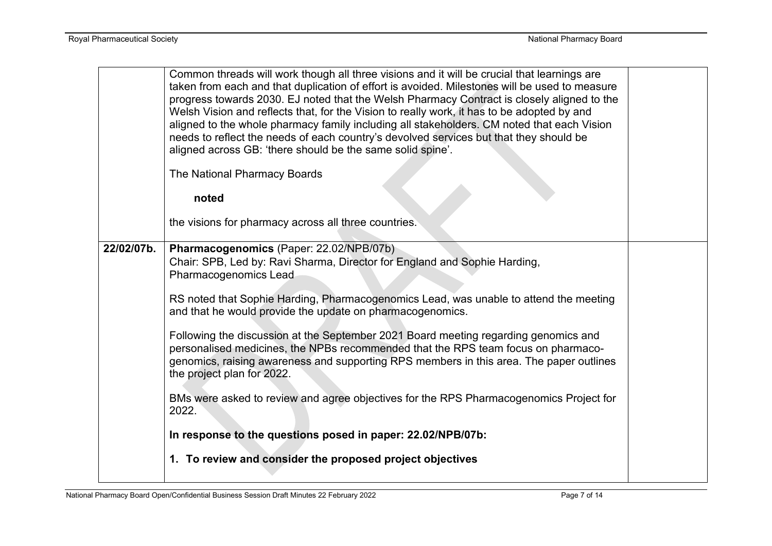| | | |
|---|---|---|
| | Common threads will work though all three visions and it will be crucial that learnings are taken from each and that duplication of effort is avoided. Milestones will be used to measure progress towards 2030. EJ noted that the Welsh Pharmacy Contract is closely aligned to the Welsh Vision and reflects that, for the Vision to really work, it has to be adopted by and aligned to the whole pharmacy family including all stakeholders. CM noted that each Vision needs to reflect the needs of each country's devolved services but that they should be aligned across GB: 'there should be the same solid spine'.<br><br>The National Pharmacy Boards<br><br>**noted**<br><br>the visions for pharmacy across all three countries. | |
| **22/02/07b.** | **Pharmacogenomics** (Paper: 22.02/NPB/07b)<br>Chair: SPB, Led by: Ravi Sharma, Director for England and Sophie Harding, Pharmacogenomics Lead<br><br>RS noted that Sophie Harding, Pharmacogenomics Lead, was unable to attend the meeting and that he would provide the update on pharmacogenomics.<br><br>Following the discussion at the September 2021 Board meeting regarding genomics and personalised medicines, the NPBs recommended that the RPS team focus on pharmaco-genomics, raising awareness and supporting RPS members in this area. The paper outlines the project plan for 2022.<br><br>BMs were asked to review and agree objectives for the RPS Pharmacogenomics Project for 2022.<br><br>**In response to the questions posed in paper: 22.02/NPB/07b:**<br><br>**1. To review and consider the proposed project objectives** | |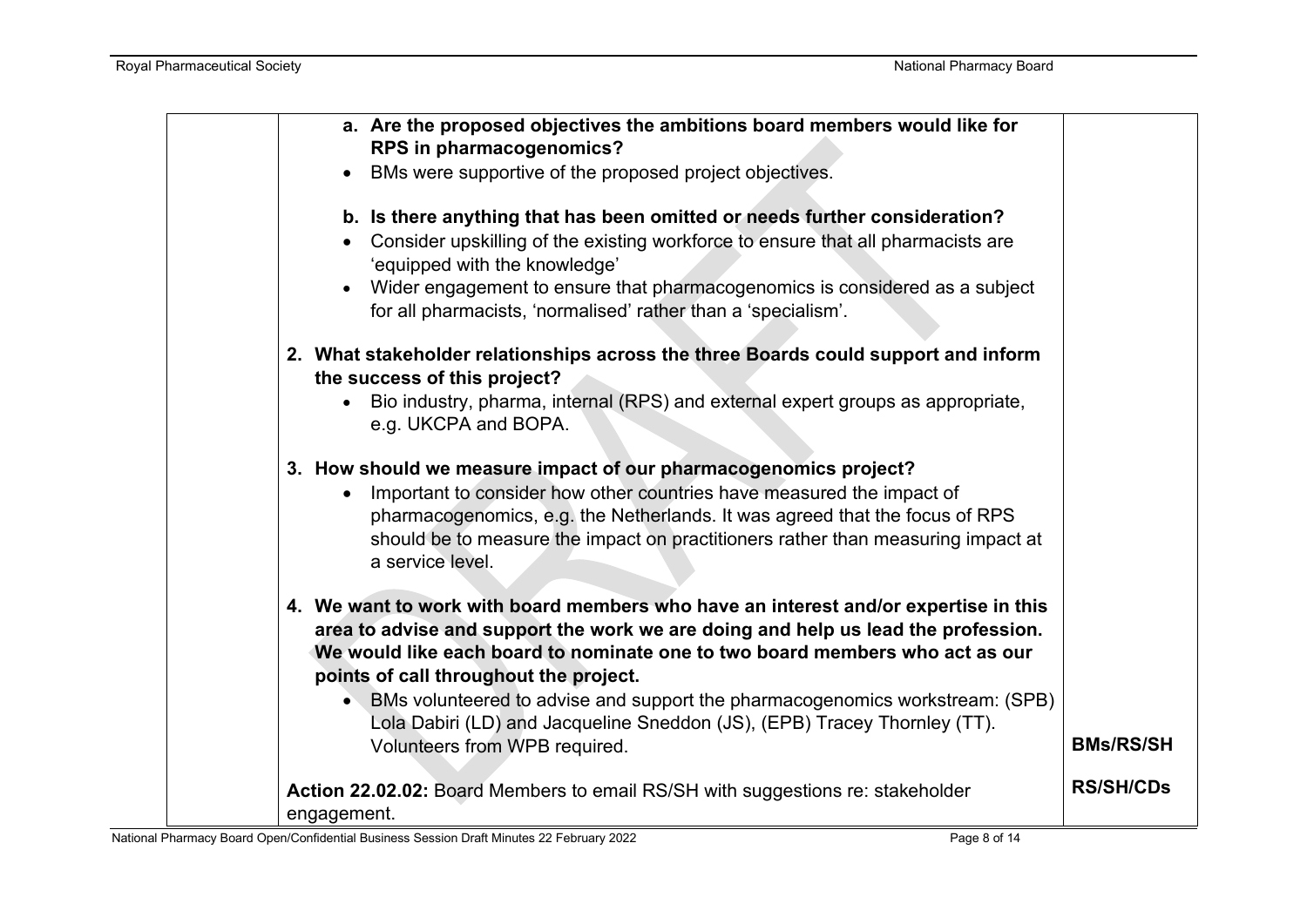| | | |
|---|---|---|
| | **a. Are the proposed objectives the ambitions board members would like for RPS in pharmacogenomics?**<br>• BMs were supportive of the proposed project objectives.<br><br>**b. Is there anything that has been omitted or needs further consideration?**<br>• Consider upskilling of the existing workforce to ensure that all pharmacists are 'equipped with the knowledge'<br>• Wider engagement to ensure that pharmacogenomics is considered as a subject for all pharmacists, 'normalised' rather than a 'specialism'.<br><br>**2. What stakeholder relationships across the three Boards could support and inform the success of this project?**<br>• Bio industry, pharma, internal (RPS) and external expert groups as appropriate, e.g. UKCPA and BOPA.<br><br>**3. How should we measure impact of our pharmacogenomics project?**<br>• Important to consider how other countries have measured the impact of pharmacogenomics, e.g. the Netherlands. It was agreed that the focus of RPS should be to measure the impact on practitioners rather than measuring impact at a service level.<br><br>**4. We want to work with board members who have an interest and/or expertise in this area to advise and support the work we are doing and help us lead the profession. We would like each board to nominate one to two board members who act as our points of call throughout the project.**<br>• BMs volunteered to advise and support the pharmacogenomics workstream: (SPB) Lola Dabiri (LD) and Jacqueline Sneddon (JS), (EPB) Tracey Thornley (TT). Volunteers from WPB required.<br><br>**Action 22.02.02:** Board Members to email RS/SH with suggestions re: stakeholder engagement. | **BMs/RS/SH**<br><br>**RS/SH/CDs** |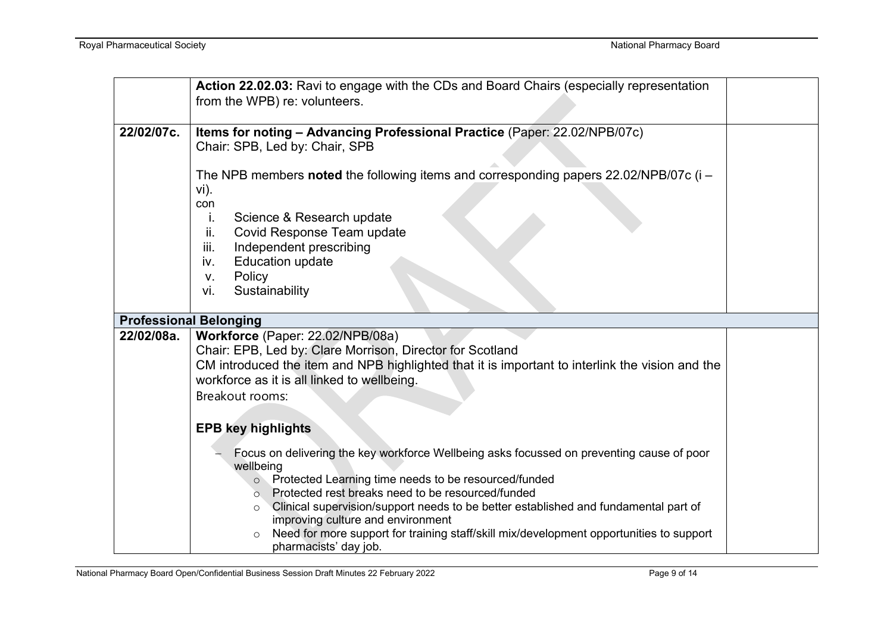| | | |
|---|---|---|
| | **Action 22.02.03:** Ravi to engage with the CDs and Board Chairs (especially representation from the WPB) re: volunteers. | |
| **22/02/07c.** | **Items for noting – Advancing Professional Practice** (Paper: 22.02/NPB/07c)<br>Chair: SPB, Led by: Chair, SPB<br><br>The NPB members **noted** the following items and corresponding papers 22.02/NPB/07c (i – vi).<br>con<br>i. Science & Research update<br>ii. Covid Response Team update<br>iii. Independent prescribing<br>iv. Education update<br>v. Policy<br>vi. Sustainability | |
| **Professional Belonging** | | |
| **22/02/08a.** | **Workforce** (Paper: 22.02/NPB/08a)<br>Chair: EPB, Led by: Clare Morrison, Director for Scotland<br>CM introduced the item and NPB highlighted that it is important to interlink the vision and the workforce as it is all linked to wellbeing.<br>Breakout rooms:<br><br>**EPB key highlights**<br><br>– Focus on delivering the key workforce Wellbeing asks focussed on preventing cause of poor wellbeing<br>&nbsp;&nbsp;&nbsp;&nbsp;○ Protected Learning time needs to be resourced/funded<br>&nbsp;&nbsp;&nbsp;&nbsp;○ Protected rest breaks need to be resourced/funded<br>&nbsp;&nbsp;&nbsp;&nbsp;○ Clinical supervision/support needs to be better established and fundamental part of improving culture and environment<br>&nbsp;&nbsp;&nbsp;&nbsp;○ Need for more support for training staff/skill mix/development opportunities to support pharmacists' day job. | |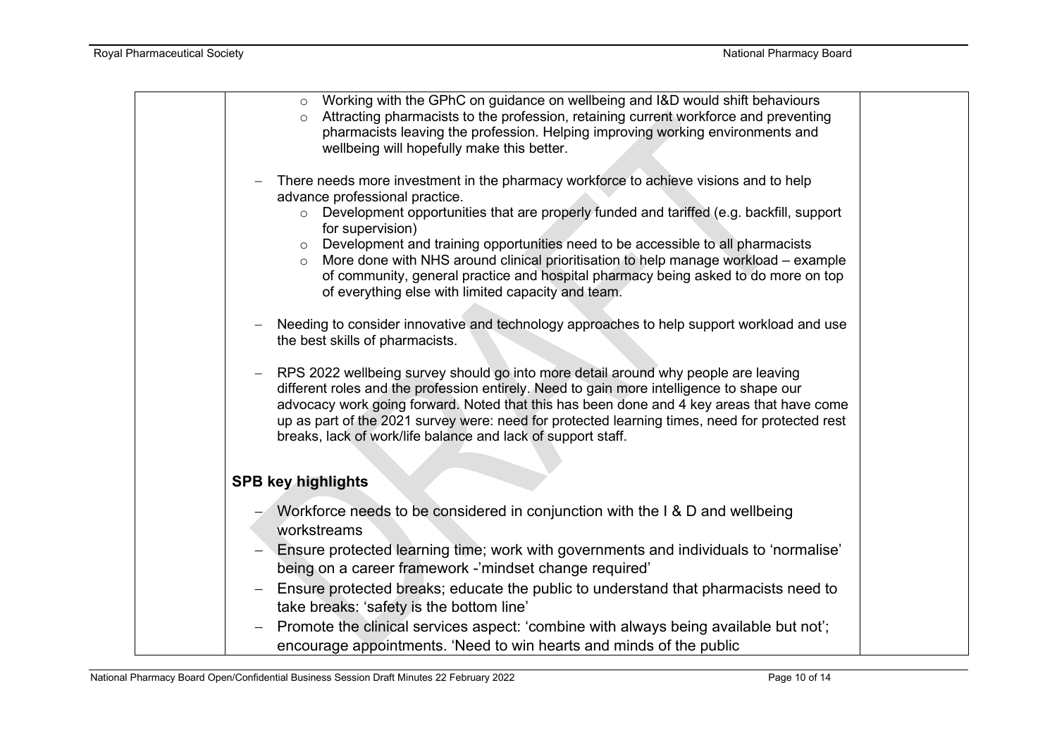- Working with the GPhC on guidance on wellbeing and I&D would shift behaviours
  - Attracting pharmacists to the profession, retaining current workforce and preventing pharmacists leaving the profession. Helping improving working environments and wellbeing will hopefully make this better.

- There needs more investment in the pharmacy workforce to achieve visions and to help advance professional practice.
  - Development opportunities that are properly funded and tariffed (e.g. backfill, support for supervision)
  - Development and training opportunities need to be accessible to all pharmacists
  - More done with NHS around clinical prioritisation to help manage workload – example of community, general practice and hospital pharmacy being asked to do more on top of everything else with limited capacity and team.

- Needing to consider innovative and technology approaches to help support workload and use the best skills of pharmacists.

- RPS 2022 wellbeing survey should go into more detail around why people are leaving different roles and the profession entirely. Need to gain more intelligence to shape our advocacy work going forward. Noted that this has been done and 4 key areas that have come up as part of the 2021 survey were: need for protected learning times, need for protected rest breaks, lack of work/life balance and lack of support staff.

**SPB key highlights**

- Workforce needs to be considered in conjunction with the I & D and wellbeing workstreams
- Ensure protected learning time; work with governments and individuals to 'normalise' being on a career framework -'mindset change required'
- Ensure protected breaks; educate the public to understand that pharmacists need to take breaks: 'safety is the bottom line'
- Promote the clinical services aspect: 'combine with always being available but not'; encourage appointments. 'Need to win hearts and minds of the public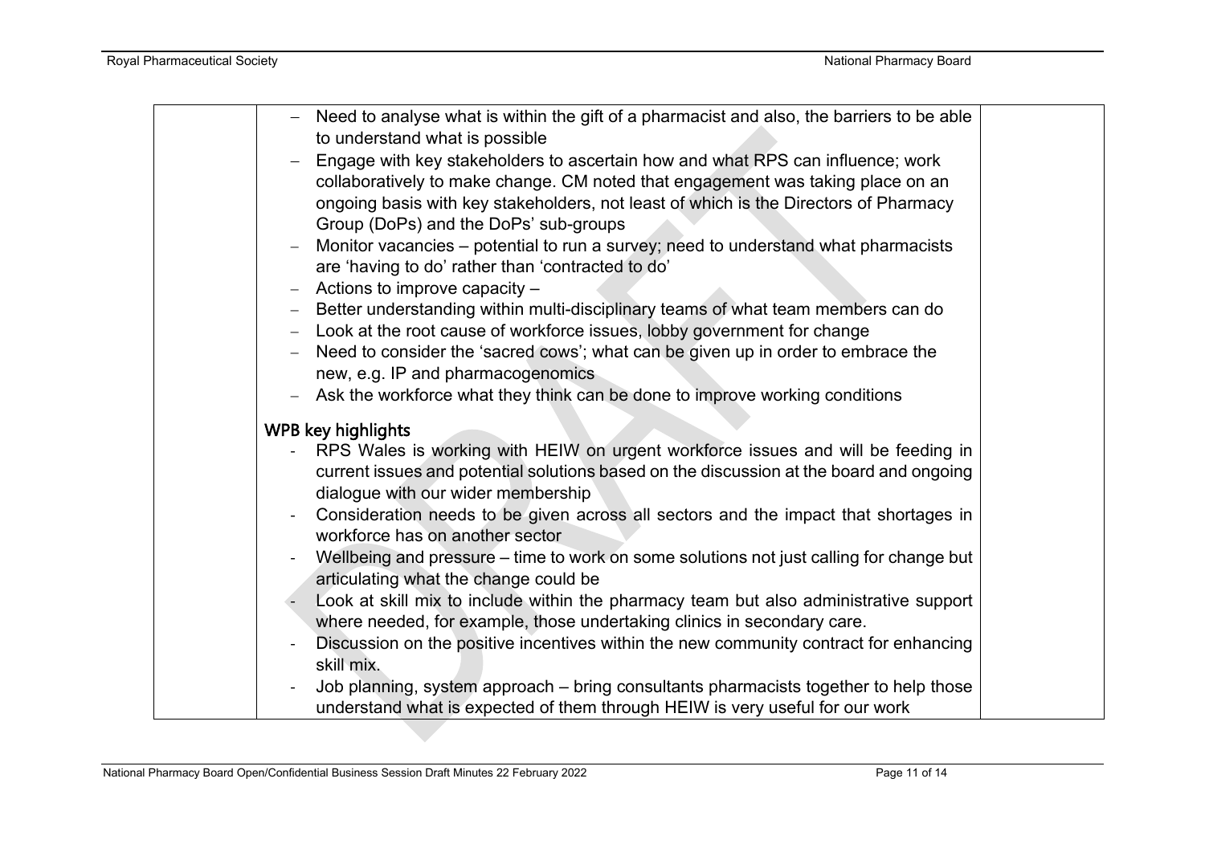| | | |
|---|---|---|
| | – Need to analyse what is within the gift of a pharmacist and also, the barriers to be able to understand what is possible<br>– Engage with key stakeholders to ascertain how and what RPS can influence; work collaboratively to make change. CM noted that engagement was taking place on an ongoing basis with key stakeholders, not least of which is the Directors of Pharmacy Group (DoPs) and the DoPs' sub-groups<br>– Monitor vacancies – potential to run a survey; need to understand what pharmacists are 'having to do' rather than 'contracted to do'<br>– Actions to improve capacity –<br>– Better understanding within multi-disciplinary teams of what team members can do<br>– Look at the root cause of workforce issues, lobby government for change<br>– Need to consider the 'sacred cows'; what can be given up in order to embrace the new, e.g. IP and pharmacogenomics<br>– Ask the workforce what they think can be done to improve working conditions<br><br>**WPB key highlights**<br>- RPS Wales is working with HEIW on urgent workforce issues and will be feeding in current issues and potential solutions based on the discussion at the board and ongoing dialogue with our wider membership<br>- Consideration needs to be given across all sectors and the impact that shortages in workforce has on another sector<br>- Wellbeing and pressure – time to work on some solutions not just calling for change but articulating what the change could be<br>- Look at skill mix to include within the pharmacy team but also administrative support where needed, for example, those undertaking clinics in secondary care.<br>- Discussion on the positive incentives within the new community contract for enhancing skill mix.<br>- Job planning, system approach – bring consultants pharmacists together to help those understand what is expected of them through HEIW is very useful for our work | |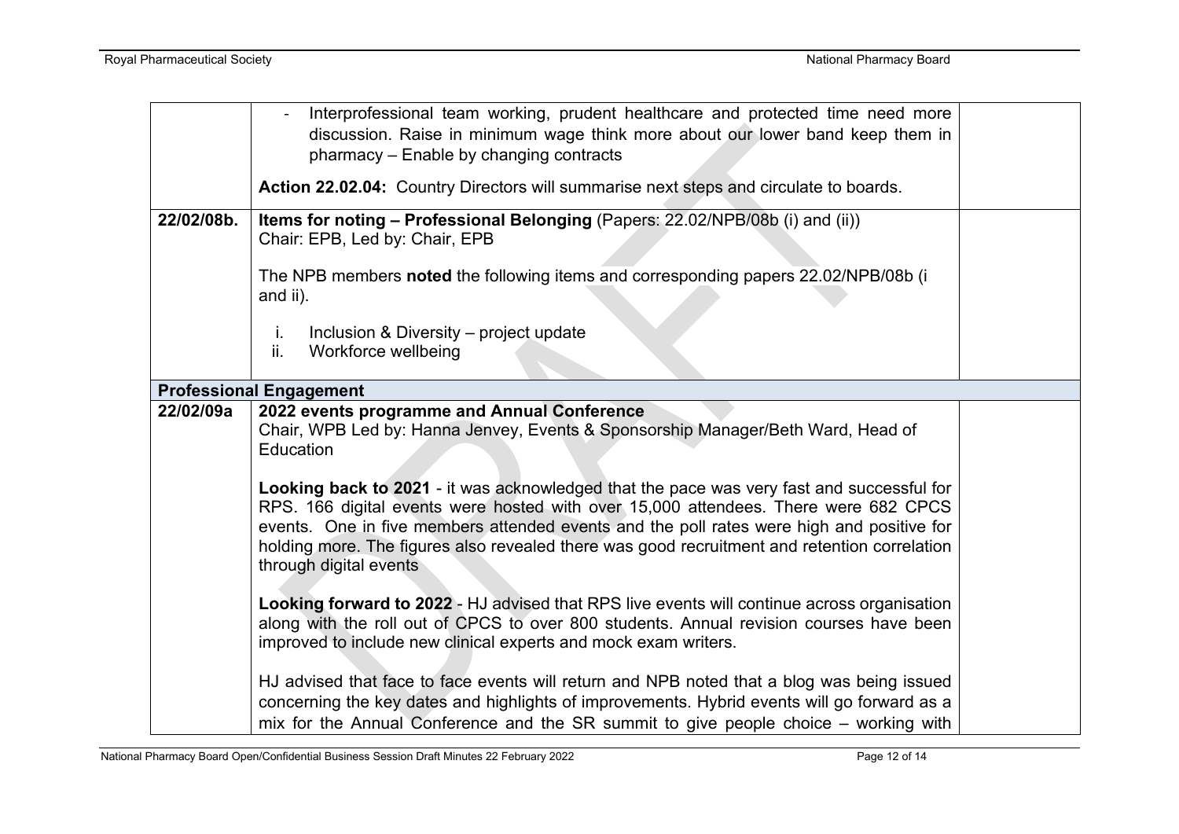| | | |
|---|---|---|
| | - Interprofessional team working, prudent healthcare and protected time need more discussion. Raise in minimum wage think more about our lower band keep them in pharmacy – Enable by changing contracts<br><br>**Action 22.02.04:** Country Directors will summarise next steps and circulate to boards. | |
| 22/02/08b. | **Items for noting – Professional Belonging** (Papers: 22.02/NPB/08b (i) and (ii))<br>Chair: EPB, Led by: Chair, EPB<br><br>The NPB members **noted** the following items and corresponding papers 22.02/NPB/08b (i and ii).<br><br>i. Inclusion & Diversity – project update<br>ii. Workforce wellbeing | |
| **Professional Engagement** | | |
| 22/02/09a | **2022 events programme and Annual Conference**<br>Chair, WPB Led by: Hanna Jenvey, Events & Sponsorship Manager/Beth Ward, Head of Education<br><br>**Looking back to 2021** - it was acknowledged that the pace was very fast and successful for RPS. 166 digital events were hosted with over 15,000 attendees. There were 682 CPCS events. One in five members attended events and the poll rates were high and positive for holding more. The figures also revealed there was good recruitment and retention correlation through digital events<br><br>**Looking forward to 2022** - HJ advised that RPS live events will continue across organisation along with the roll out of CPCS to over 800 students. Annual revision courses have been improved to include new clinical experts and mock exam writers.<br><br>HJ advised that face to face events will return and NPB noted that a blog was being issued concerning the key dates and highlights of improvements. Hybrid events will go forward as a mix for the Annual Conference and the SR summit to give people choice – working with | |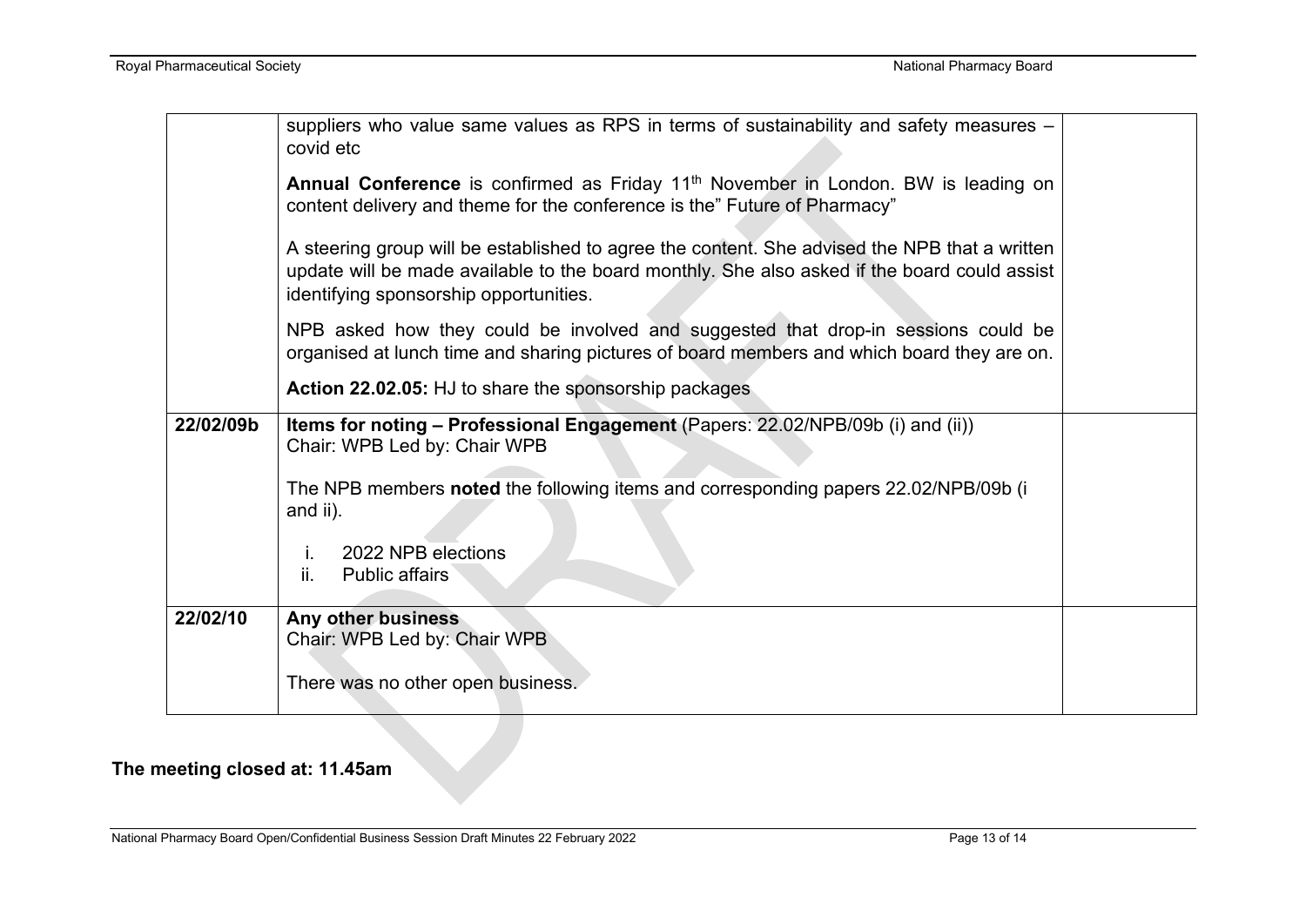| | | |
|---|---|---|
| | suppliers who value same values as RPS in terms of sustainability and safety measures – covid etc<br><br>**Annual Conference** is confirmed as Friday 11th November in London. BW is leading on content delivery and theme for the conference is the" Future of Pharmacy"<br><br>A steering group will be established to agree the content. She advised the NPB that a written update will be made available to the board monthly. She also asked if the board could assist identifying sponsorship opportunities.<br><br>NPB asked how they could be involved and suggested that drop-in sessions could be organised at lunch time and sharing pictures of board members and which board they are on.<br><br>**Action 22.02.05:** HJ to share the sponsorship packages | |
| **22/02/09b** | **Items for noting – Professional Engagement** (Papers: 22.02/NPB/09b (i) and (ii))<br>Chair: WPB Led by: Chair WPB<br><br>The NPB members **noted** the following items and corresponding papers 22.02/NPB/09b (i and ii).<br><br>i. 2022 NPB elections<br>ii. Public affairs | |
| **22/02/10** | **Any other business**<br>Chair: WPB Led by: Chair WPB<br><br>There was no other open business. | |

**The meeting closed at: 11.45am**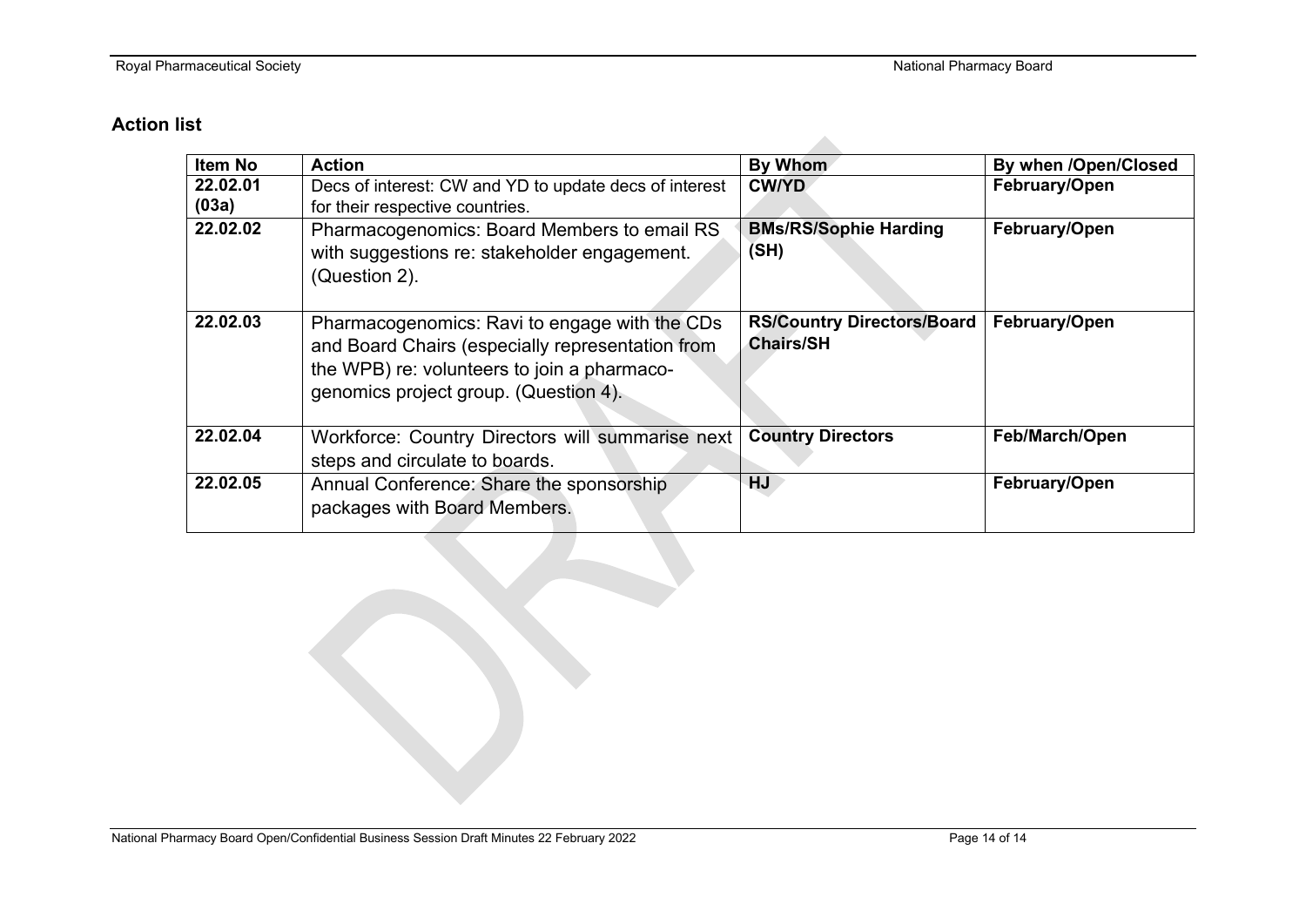## Action list

| Item No | Action | By Whom | By when /Open/Closed |
|---|---|---|---|
| **22.02.01 (03a)** | Decs of interest: CW and YD to update decs of interest for their respective countries. | **CW/YD** | **February/Open** |
| **22.02.02** | Pharmacogenomics: Board Members to email RS with suggestions re: stakeholder engagement. (Question 2). | **BMs/RS/Sophie Harding (SH)** | **February/Open** |
| **22.02.03** | Pharmacogenomics: Ravi to engage with the CDs and Board Chairs (especially representation from the WPB) re: volunteers to join a pharmaco-genomics project group. (Question 4). | **RS/Country Directors/Board Chairs/SH** | **February/Open** |
| **22.02.04** | Workforce: Country Directors will summarise next steps and circulate to boards. | **Country Directors** | **Feb/March/Open** |
| **22.02.05** | Annual Conference: Share the sponsorship packages with Board Members. | **HJ** | **February/Open** |